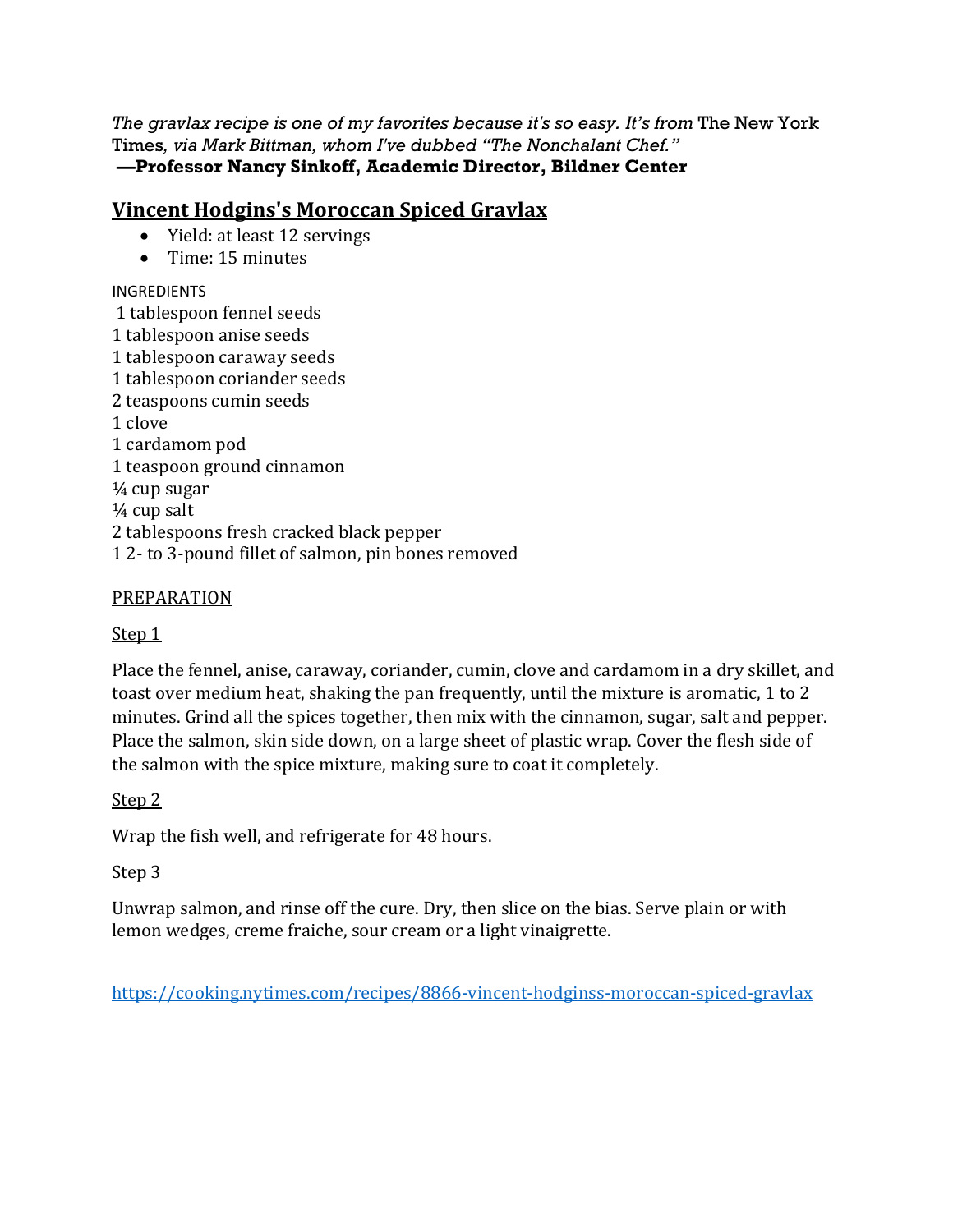*The gravlax recipe is one of my favorites because it's so easy. It's from* The New York Times*, via Mark Bittman, whom I've dubbed "The Nonchalant Chef."*
**—Professor Nancy Sinkoff, Academic Director, Bildner Center**

## Vincent Hodgins's Moroccan Spiced Gravlax

- Yield: at least 12 servings
- Time: 15 minutes

INGREDIENTS

1 tablespoon fennel seeds
1 tablespoon anise seeds
1 tablespoon caraway seeds
1 tablespoon coriander seeds
2 teaspoons cumin seeds
1 clove
1 cardamom pod
1 teaspoon ground cinnamon
¼ cup sugar
¼ cup salt
2 tablespoons fresh cracked black pepper
1 2- to 3-pound fillet of salmon, pin bones removed

PREPARATION

Step 1

Place the fennel, anise, caraway, coriander, cumin, clove and cardamom in a dry skillet, and toast over medium heat, shaking the pan frequently, until the mixture is aromatic, 1 to 2 minutes. Grind all the spices together, then mix with the cinnamon, sugar, salt and pepper. Place the salmon, skin side down, on a large sheet of plastic wrap. Cover the flesh side of the salmon with the spice mixture, making sure to coat it completely.

Step 2

Wrap the fish well, and refrigerate for 48 hours.

Step 3

Unwrap salmon, and rinse off the cure. Dry, then slice on the bias. Serve plain or with lemon wedges, creme fraiche, sour cream or a light vinaigrette.

https://cooking.nytimes.com/recipes/8866-vincent-hodginss-moroccan-spiced-gravlax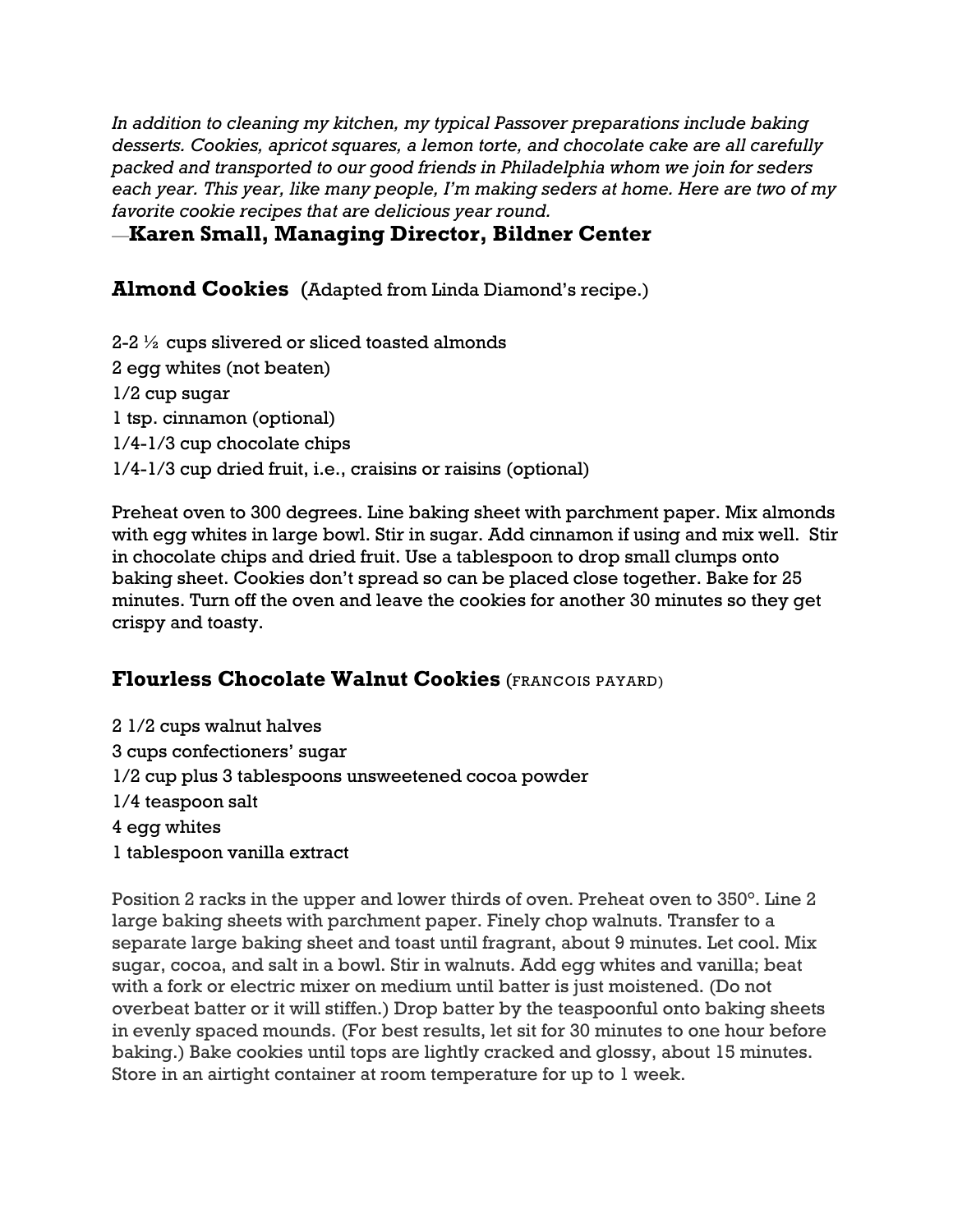*In addition to cleaning my kitchen, my typical Passover preparations include baking desserts. Cookies, apricot squares, a lemon torte, and chocolate cake are all carefully packed and transported to our good friends in Philadelphia whom we join for seders each year. This year, like many people, I'm making seders at home. Here are two of my favorite cookie recipes that are delicious year round.*

—**Karen Small, Managing Director, Bildner Center**

## Almond Cookies (Adapted from Linda Diamond's recipe.)

2-2 ½ cups slivered or sliced toasted almonds
2 egg whites (not beaten)
1/2 cup sugar
1 tsp. cinnamon (optional)
1/4-1/3 cup chocolate chips
1/4-1/3 cup dried fruit, i.e., craisins or raisins (optional)

Preheat oven to 300 degrees. Line baking sheet with parchment paper. Mix almonds with egg whites in large bowl. Stir in sugar. Add cinnamon if using and mix well. Stir in chocolate chips and dried fruit. Use a tablespoon to drop small clumps onto baking sheet. Cookies don't spread so can be placed close together. Bake for 25 minutes. Turn off the oven and leave the cookies for another 30 minutes so they get crispy and toasty.

## Flourless Chocolate Walnut Cookies (FRANCOIS PAYARD)

2 1/2 cups walnut halves
3 cups confectioners' sugar
1/2 cup plus 3 tablespoons unsweetened cocoa powder
1/4 teaspoon salt
4 egg whites
1 tablespoon vanilla extract

Position 2 racks in the upper and lower thirds of oven. Preheat oven to 350°. Line 2 large baking sheets with parchment paper. Finely chop walnuts. Transfer to a separate large baking sheet and toast until fragrant, about 9 minutes. Let cool. Mix sugar, cocoa, and salt in a bowl. Stir in walnuts. Add egg whites and vanilla; beat with a fork or electric mixer on medium until batter is just moistened. (Do not overbeat batter or it will stiffen.) Drop batter by the teaspoonful onto baking sheets in evenly spaced mounds. (For best results, let sit for 30 minutes to one hour before baking.) Bake cookies until tops are lightly cracked and glossy, about 15 minutes. Store in an airtight container at room temperature for up to 1 week.